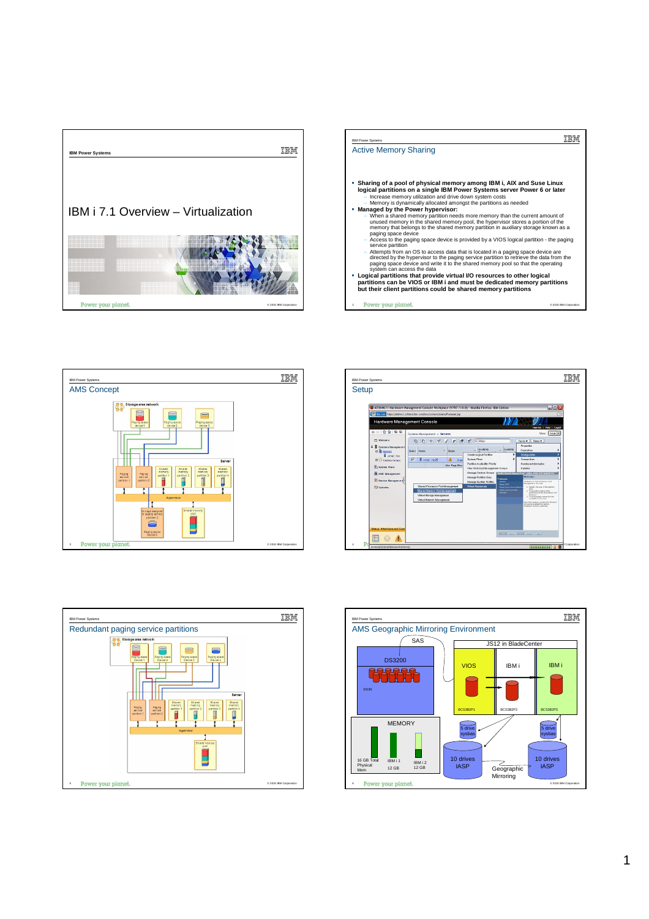# IBM i 7.1 Overview – Virtualization

## Active Memory Sharing

- **Sharing of a pool of physical memory among IBM i, AIX and Suse Linux logical partitions on a single IBM Power Systems server Power 6 or later**
  - Increase memory utilization and drive down system costs
  - Memory is dynamically allocated amongst the partitions as needed
- **Managed by the Power hypervisor:**
  - When a shared memory partition needs more memory than the current amount of unused memory in the shared memory pool, the hypervisor stores a portion of the memory that belongs to the shared memory partition in auxiliary storage known as a paging space device
  - Access to the paging space device is provided by a VIOS logical partition - the paging service partition
  - Attempts from an OS to access data that is located in a paging space device are directed by the hypervisor to the paging service partition to retrieve the data from the paging space device and write it to the shared memory pool so that the operating system can access the data
- **Logical partitions that provide virtual I/O resources to other logical partitions can be VIOS or IBM i and must be dedicated memory partitions but their client partitions could be shared memory partitions**

## AMS Concept

Storage area network

Paging space device 1 | Paging space device 2 | Paging space device 3

Server

Paging service partition 1 | Paging service partition 2 | Shared memory partition 1 | Shared memory partition 2 | Shared memory partition 3 | Shared memory partition 4

Hypervisor

Storage assigned to paging service partition 2 | Paging space device 4 | Shared memory pool

## Setup

## Redundant paging service partitions

Storage area network

Paging space device 1 | Paging space device 2 | Paging space device 3 | Paging space device 4

Server

Paging service partition 1 | Paging service partition 2 | Shared memory partition 1 | Shared memory partition 2 | Shared memory partition 3 | Shared memory partition 4

Hypervisor

Shared memory pool

## AMS Geographic Mirroring Environment

SAS

DS3200

DS3K

JS12 in BladeCenter

VIOS | IBM i | IBM i

BCS3B2P1 | BCS3B2P2 | BCS3B2P3

MEMORY

16 GB Total Physical Mem | IBM i 1 12 GB | IBM i 2 12 GB

5 drive sysbas | 5 drive sysbas

10 drives IASP | Geographic Mirroring | 10 drives IASP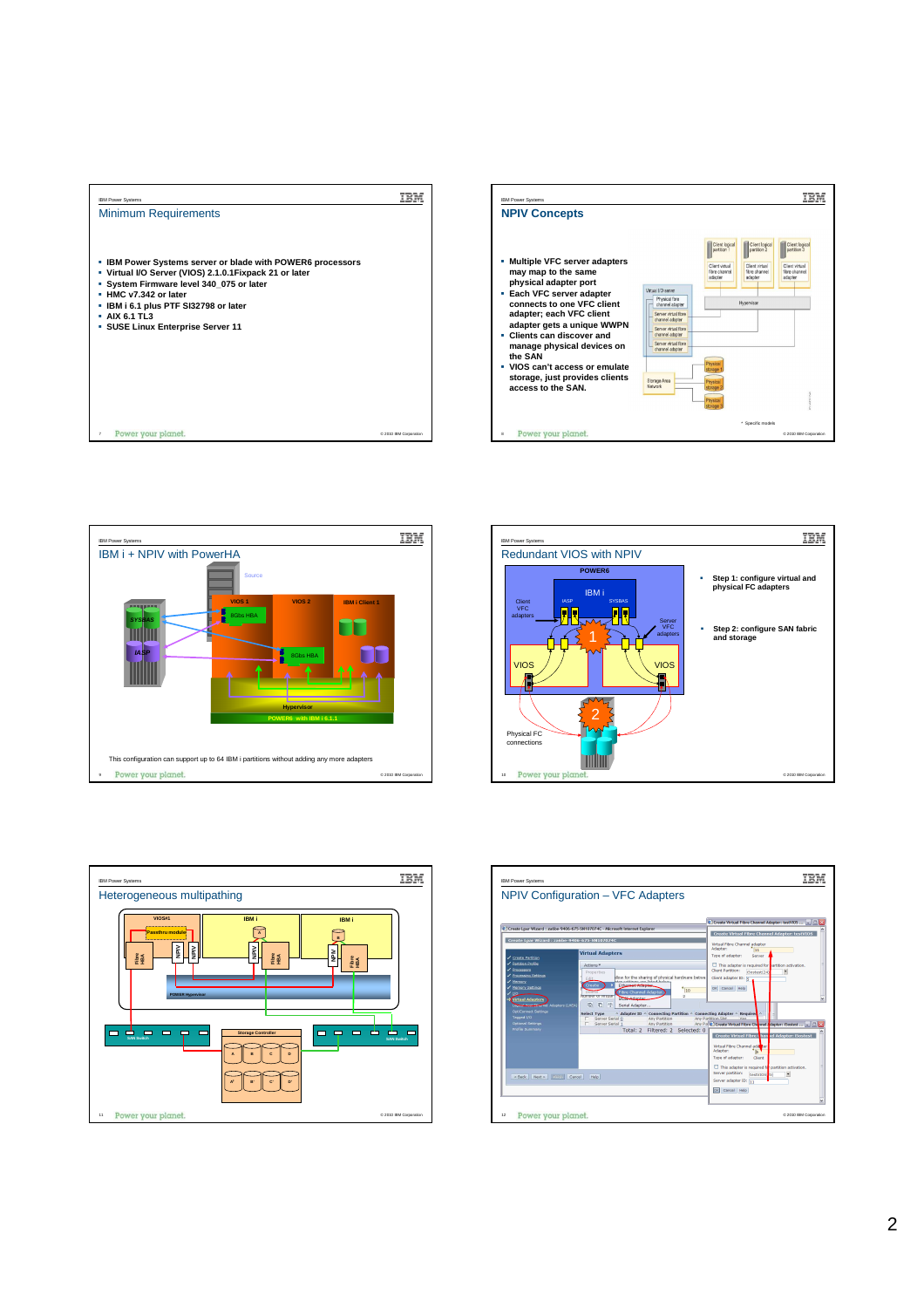## Minimum Requirements

- IBM Power Systems server or blade with POWER6 processors
- Virtual I/O Server (VIOS) 2.1.0.1Fixpack 21 or later
- System Firmware level 340_075 or later
- HMC v7.342 or later
- IBM i 6.1 plus PTF SI32798 or later
- AIX 6.1 TL3
- SUSE Linux Enterprise Server 11

## NPIV Concepts

- Multiple VFC server adapters may map to the same physical adapter port
- Each VFC server adapter connects to one VFC client adapter; each VFC client adapter gets a unique WWPN
- Clients can discover and manage physical devices on the SAN
- VIOS can't access or emulate storage, just provides clients access to the SAN.

\* Specific models

## IBM i + NPIV with PowerHA

This configuration can support up to 64 IBM i partitions without adding any more adapters

## Redundant VIOS with NPIV

- Step 1: configure virtual and physical FC adapters
- Step 2: configure SAN fabric and storage

## Heterogeneous multipathing

## NPIV Configuration – VFC Adapters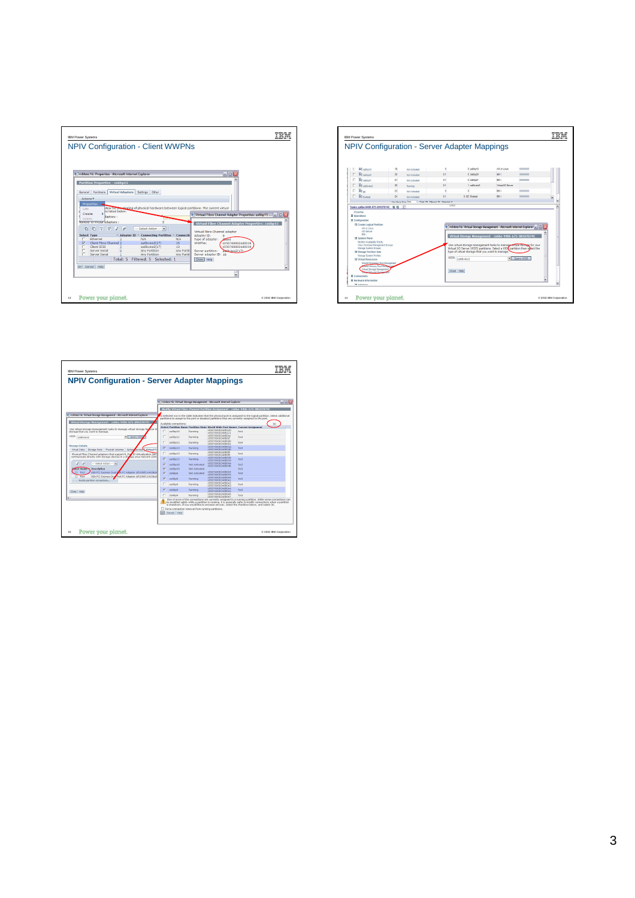## NPIV Configuration - Client WWPNs

## NPIV Configuration - Server Adapter Mappings

## NPIV Configuration - Server Adapter Mappings